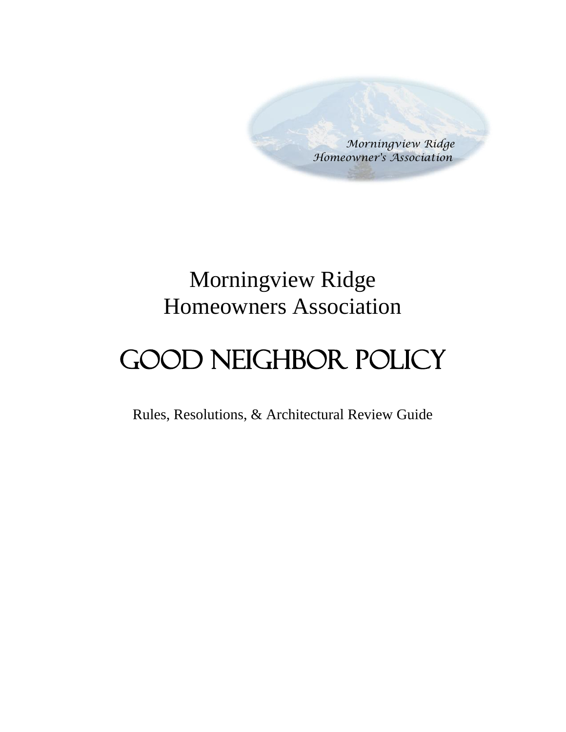Morningview Ridge
Homeowner's Association

# Morningview Ridge Homeowners Association

# GOOD NEIGHBOR POLICY

Rules, Resolutions, & Architectural Review Guide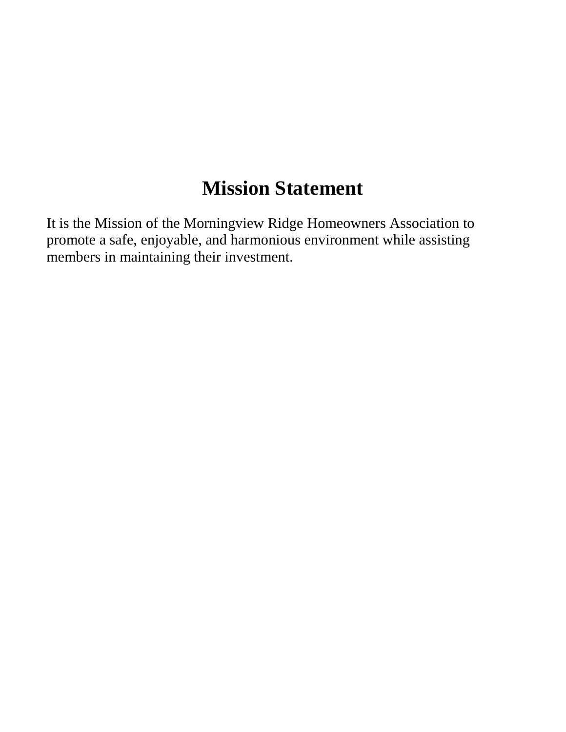# Mission Statement

It is the Mission of the Morningview Ridge Homeowners Association to promote a safe, enjoyable, and harmonious environment while assisting members in maintaining their investment.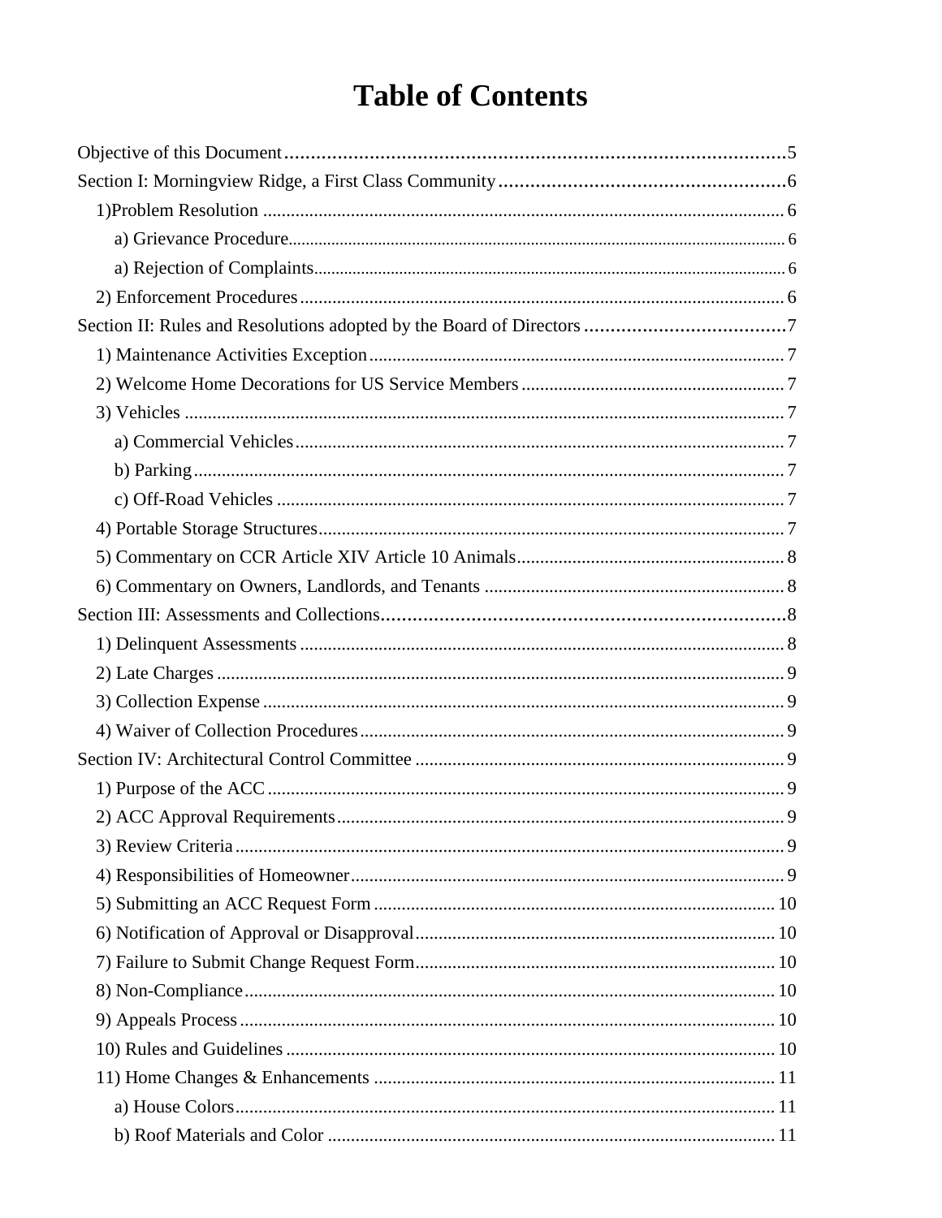# Table of Contents

Objective of this Document ..... 5
Section I: Morningview Ridge, a First Class Community ..... 6
- 1)Problem Resolution ..... 6
  - a) Grievance Procedure ..... 6
  - a) Rejection of Complaints ..... 6
- 2) Enforcement Procedures ..... 6

Section II: Rules and Resolutions adopted by the Board of Directors ..... 7
- 1) Maintenance Activities Exception ..... 7
- 2) Welcome Home Decorations for US Service Members ..... 7
- 3) Vehicles ..... 7
  - a) Commercial Vehicles ..... 7
  - b) Parking ..... 7
  - c) Off-Road Vehicles ..... 7
- 4) Portable Storage Structures ..... 7
- 5) Commentary on CCR Article XIV Article 10 Animals ..... 8
- 6) Commentary on Owners, Landlords, and Tenants ..... 8

Section III: Assessments and Collections ..... 8
- 1) Delinquent Assessments ..... 8
- 2) Late Charges ..... 9
- 3) Collection Expense ..... 9
- 4) Waiver of Collection Procedures ..... 9

Section IV: Architectural Control Committee ..... 9
- 1) Purpose of the ACC ..... 9
- 2) ACC Approval Requirements ..... 9
- 3) Review Criteria ..... 9
- 4) Responsibilities of Homeowner ..... 9
- 5) Submitting an ACC Request Form ..... 10
- 6) Notification of Approval or Disapproval ..... 10
- 7) Failure to Submit Change Request Form ..... 10
- 8) Non-Compliance ..... 10
- 9) Appeals Process ..... 10
- 10) Rules and Guidelines ..... 10
- 11) Home Changes & Enhancements ..... 11
  - a) House Colors ..... 11
  - b) Roof Materials and Color ..... 11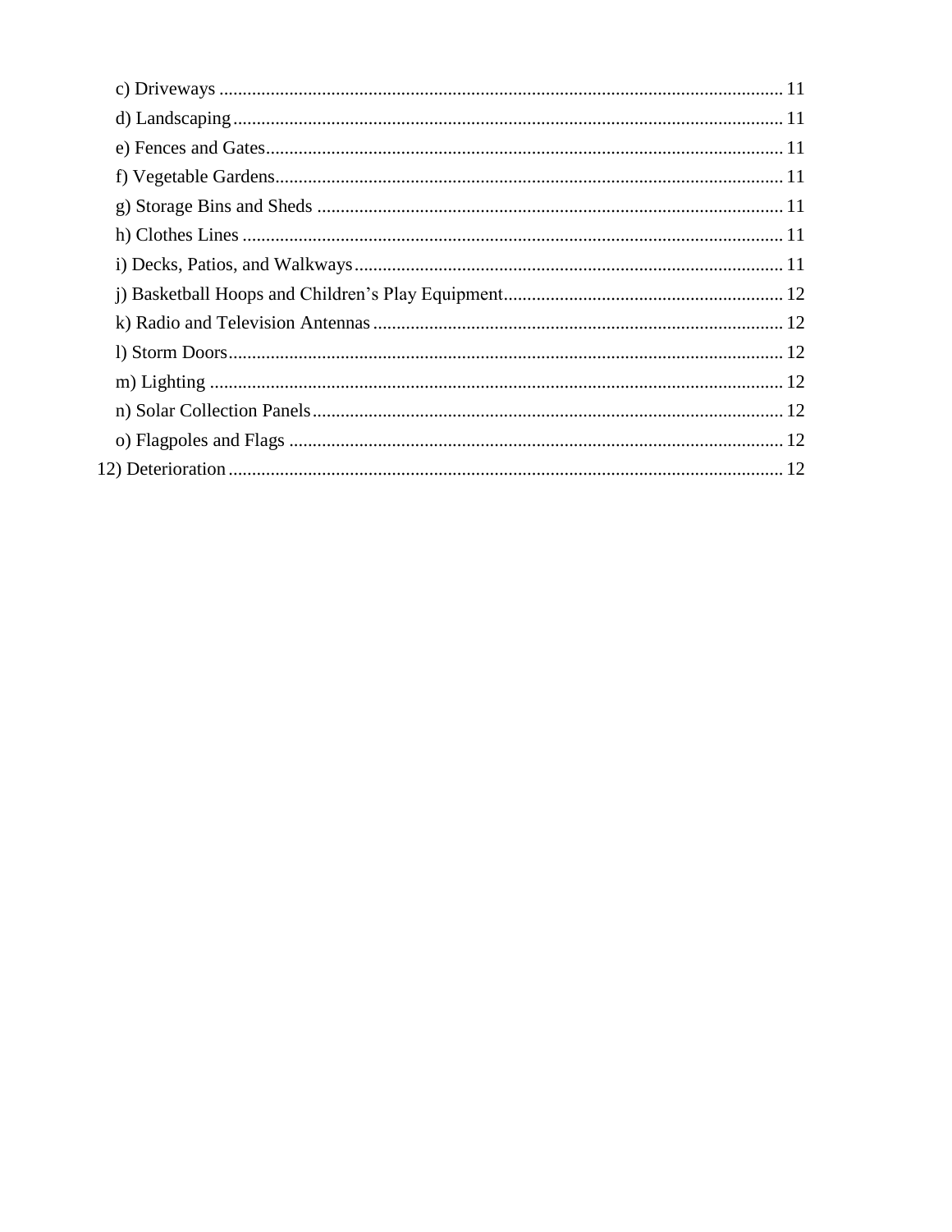c) Driveways ........................................................................................................................ 11
d) Landscaping ..................................................................................................................... 11
e) Fences and Gates .............................................................................................................. 11
f) Vegetable Gardens ............................................................................................................ 11
g) Storage Bins and Sheds ................................................................................................... 11
h) Clothes Lines .................................................................................................................... 11
i) Decks, Patios, and Walkways ........................................................................................... 11
j) Basketball Hoops and Children's Play Equipment ............................................................ 12
k) Radio and Television Antennas ....................................................................................... 12
l) Storm Doors ...................................................................................................................... 12
m) Lighting ........................................................................................................................... 12
n) Solar Collection Panels .................................................................................................... 12
o) Flagpoles and Flags ......................................................................................................... 12

12) Deterioration ...................................................................................................................... 12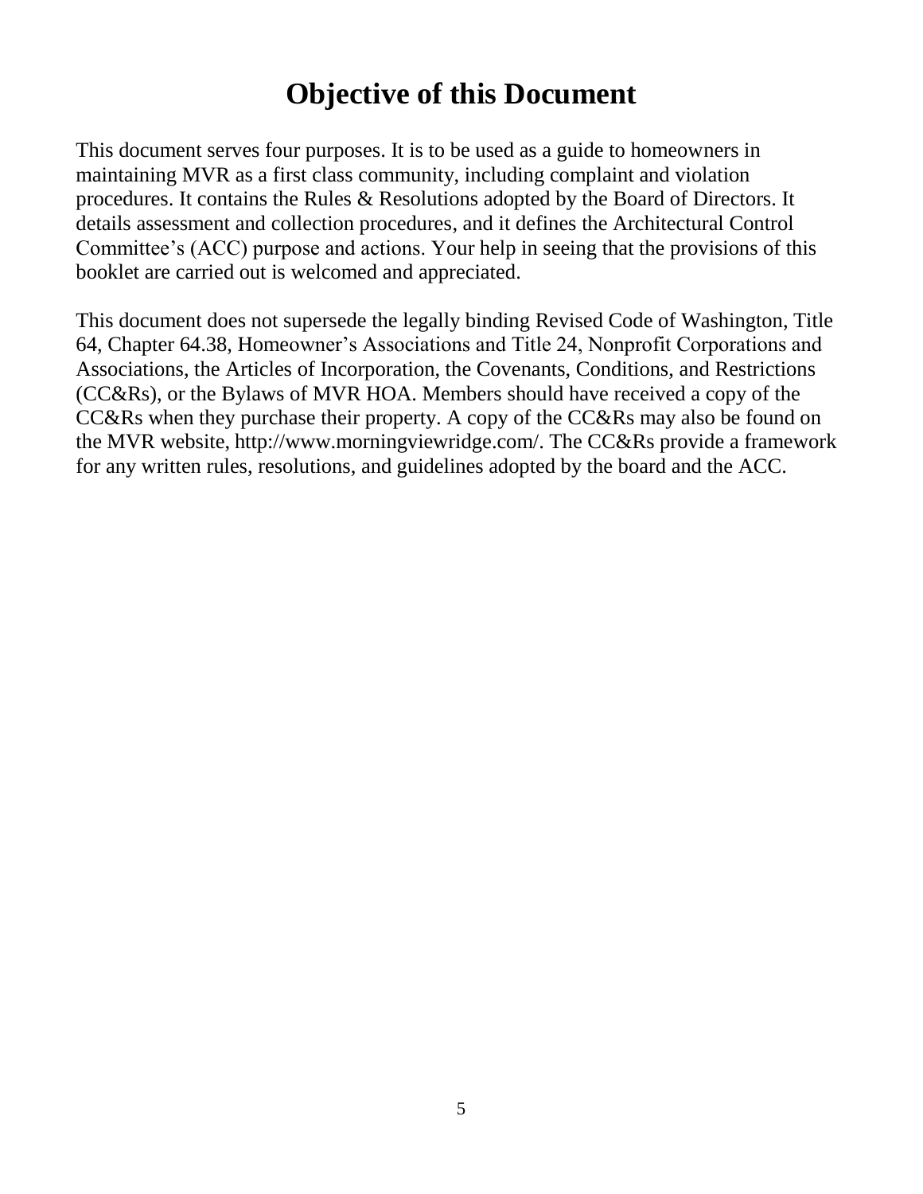# Objective of this Document

This document serves four purposes. It is to be used as a guide to homeowners in maintaining MVR as a first class community, including complaint and violation procedures. It contains the Rules & Resolutions adopted by the Board of Directors. It details assessment and collection procedures, and it defines the Architectural Control Committee's (ACC) purpose and actions. Your help in seeing that the provisions of this booklet are carried out is welcomed and appreciated.

This document does not supersede the legally binding Revised Code of Washington, Title 64, Chapter 64.38, Homeowner's Associations and Title 24, Nonprofit Corporations and Associations, the Articles of Incorporation, the Covenants, Conditions, and Restrictions (CC&Rs), or the Bylaws of MVR HOA. Members should have received a copy of the CC&Rs when they purchase their property. A copy of the CC&Rs may also be found on the MVR website, http://www.morningviewridge.com/. The CC&Rs provide a framework for any written rules, resolutions, and guidelines adopted by the board and the ACC.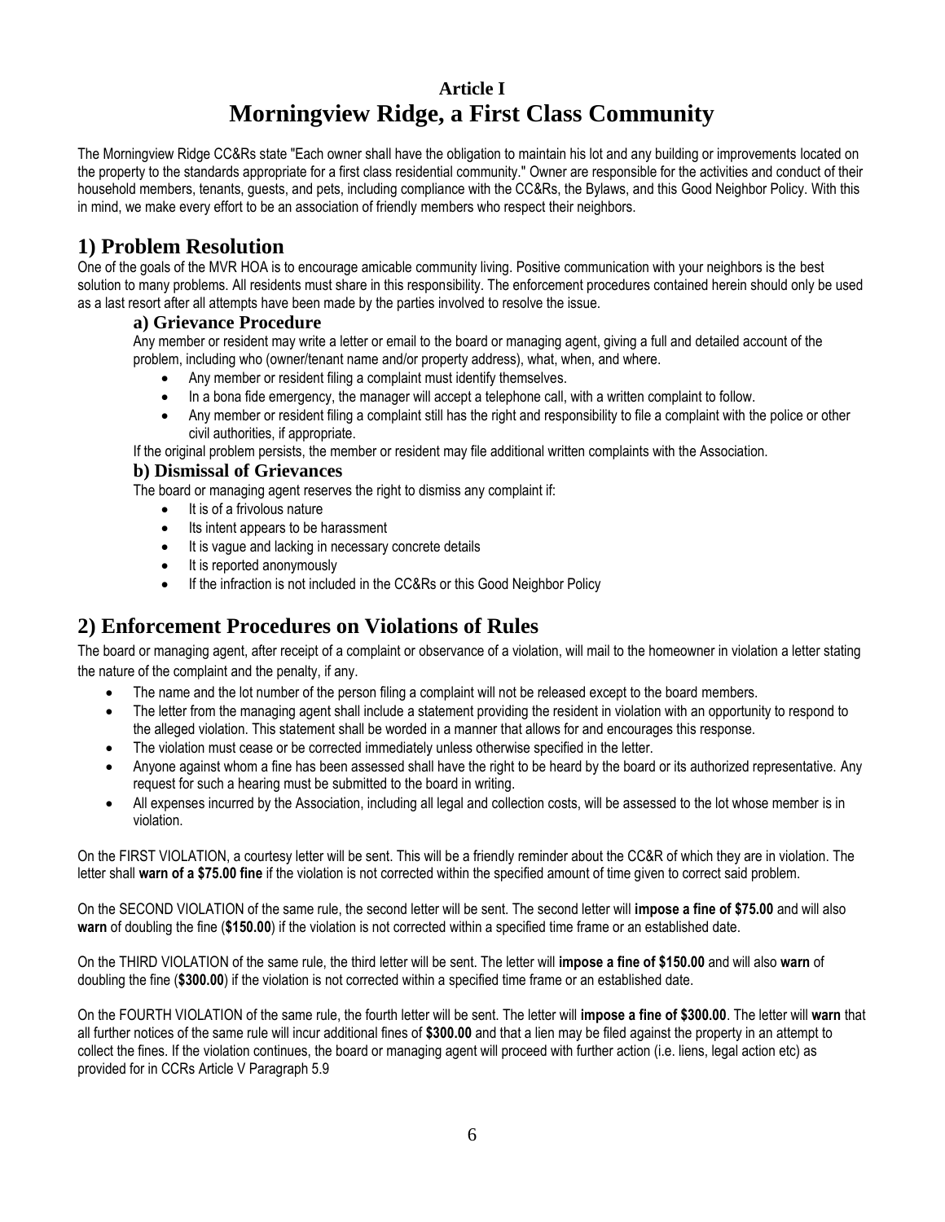# Article I
# Morningview Ridge, a First Class Community

The Morningview Ridge CC&Rs state "Each owner shall have the obligation to maintain his lot and any building or improvements located on the property to the standards appropriate for a first class residential community." Owner are responsible for the activities and conduct of their household members, tenants, guests, and pets, including compliance with the CC&Rs, the Bylaws, and this Good Neighbor Policy. With this in mind, we make every effort to be an association of friendly members who respect their neighbors.

## 1) Problem Resolution

One of the goals of the MVR HOA is to encourage amicable community living. Positive communication with your neighbors is the best solution to many problems. All residents must share in this responsibility. The enforcement procedures contained herein should only be used as a last resort after all attempts have been made by the parties involved to resolve the issue.

### a) Grievance Procedure

Any member or resident may write a letter or email to the board or managing agent, giving a full and detailed account of the problem, including who (owner/tenant name and/or property address), what, when, and where.

- Any member or resident filing a complaint must identify themselves.
- In a bona fide emergency, the manager will accept a telephone call, with a written complaint to follow.
- Any member or resident filing a complaint still has the right and responsibility to file a complaint with the police or other civil authorities, if appropriate.

If the original problem persists, the member or resident may file additional written complaints with the Association.

### b) Dismissal of Grievances

The board or managing agent reserves the right to dismiss any complaint if:

- It is of a frivolous nature
- Its intent appears to be harassment
- It is vague and lacking in necessary concrete details
- It is reported anonymously
- If the infraction is not included in the CC&Rs or this Good Neighbor Policy

## 2) Enforcement Procedures on Violations of Rules

The board or managing agent, after receipt of a complaint or observance of a violation, will mail to the homeowner in violation a letter stating the nature of the complaint and the penalty, if any.

- The name and the lot number of the person filing a complaint will not be released except to the board members.
- The letter from the managing agent shall include a statement providing the resident in violation with an opportunity to respond to the alleged violation. This statement shall be worded in a manner that allows for and encourages this response.
- The violation must cease or be corrected immediately unless otherwise specified in the letter.
- Anyone against whom a fine has been assessed shall have the right to be heard by the board or its authorized representative. Any request for such a hearing must be submitted to the board in writing.
- All expenses incurred by the Association, including all legal and collection costs, will be assessed to the lot whose member is in violation.

On the FIRST VIOLATION, a courtesy letter will be sent. This will be a friendly reminder about the CC&R of which they are in violation. The letter shall **warn of a $75.00 fine** if the violation is not corrected within the specified amount of time given to correct said problem.

On the SECOND VIOLATION of the same rule, the second letter will be sent. The second letter will **impose a fine of $75.00** and will also **warn** of doubling the fine (**$150.00**) if the violation is not corrected within a specified time frame or an established date.

On the THIRD VIOLATION of the same rule, the third letter will be sent. The letter will **impose a fine of $150.00** and will also **warn** of doubling the fine (**$300.00**) if the violation is not corrected within a specified time frame or an established date.

On the FOURTH VIOLATION of the same rule, the fourth letter will be sent. The letter will **impose a fine of $300.00**. The letter will **warn** that all further notices of the same rule will incur additional fines of **$300.00** and that a lien may be filed against the property in an attempt to collect the fines. If the violation continues, the board or managing agent will proceed with further action (i.e. liens, legal action etc) as provided for in CCRs Article V Paragraph 5.9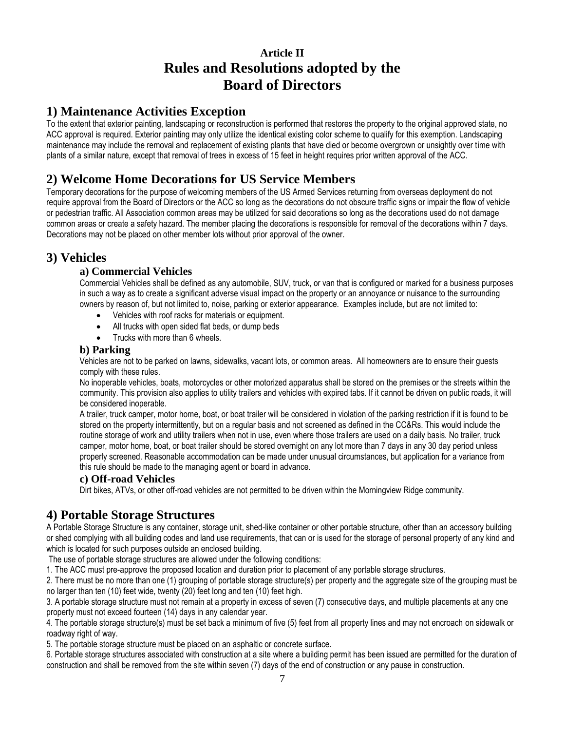### Article II
# Rules and Resolutions adopted by the Board of Directors

## 1) Maintenance Activities Exception

To the extent that exterior painting, landscaping or reconstruction is performed that restores the property to the original approved state, no ACC approval is required. Exterior painting may only utilize the identical existing color scheme to qualify for this exemption. Landscaping maintenance may include the removal and replacement of existing plants that have died or become overgrown or unsightly over time with plants of a similar nature, except that removal of trees in excess of 15 feet in height requires prior written approval of the ACC.

## 2) Welcome Home Decorations for US Service Members

Temporary decorations for the purpose of welcoming members of the US Armed Services returning from overseas deployment do not require approval from the Board of Directors or the ACC so long as the decorations do not obscure traffic signs or impair the flow of vehicle or pedestrian traffic. All Association common areas may be utilized for said decorations so long as the decorations used do not damage common areas or create a safety hazard. The member placing the decorations is responsible for removal of the decorations within 7 days. Decorations may not be placed on other member lots without prior approval of the owner.

## 3) Vehicles

### a) Commercial Vehicles

Commercial Vehicles shall be defined as any automobile, SUV, truck, or van that is configured or marked for a business purposes in such a way as to create a significant adverse visual impact on the property or an annoyance or nuisance to the surrounding owners by reason of, but not limited to, noise, parking or exterior appearance. Examples include, but are not limited to:

- Vehicles with roof racks for materials or equipment.
- All trucks with open sided flat beds, or dump beds
- Trucks with more than 6 wheels.

### b) Parking

Vehicles are not to be parked on lawns, sidewalks, vacant lots, or common areas. All homeowners are to ensure their guests comply with these rules.

No inoperable vehicles, boats, motorcycles or other motorized apparatus shall be stored on the premises or the streets within the community. This provision also applies to utility trailers and vehicles with expired tabs. If it cannot be driven on public roads, it will be considered inoperable.

A trailer, truck camper, motor home, boat, or boat trailer will be considered in violation of the parking restriction if it is found to be stored on the property intermittently, but on a regular basis and not screened as defined in the CC&Rs. This would include the routine storage of work and utility trailers when not in use, even where those trailers are used on a daily basis. No trailer, truck camper, motor home, boat, or boat trailer should be stored overnight on any lot more than 7 days in any 30 day period unless properly screened. Reasonable accommodation can be made under unusual circumstances, but application for a variance from this rule should be made to the managing agent or board in advance.

### c) Off-road Vehicles

Dirt bikes, ATVs, or other off-road vehicles are not permitted to be driven within the Morningview Ridge community.

## 4) Portable Storage Structures

A Portable Storage Structure is any container, storage unit, shed-like container or other portable structure, other than an accessory building or shed complying with all building codes and land use requirements, that can or is used for the storage of personal property of any kind and which is located for such purposes outside an enclosed building.

The use of portable storage structures are allowed under the following conditions:

1. The ACC must pre-approve the proposed location and duration prior to placement of any portable storage structures.
2. There must be no more than one (1) grouping of portable storage structure(s) per property and the aggregate size of the grouping must be no larger than ten (10) feet wide, twenty (20) feet long and ten (10) feet high.
3. A portable storage structure must not remain at a property in excess of seven (7) consecutive days, and multiple placements at any one property must not exceed fourteen (14) days in any calendar year.
4. The portable storage structure(s) must be set back a minimum of five (5) feet from all property lines and may not encroach on sidewalk or roadway right of way.
5. The portable storage structure must be placed on an asphaltic or concrete surface.
6. Portable storage structures associated with construction at a site where a building permit has been issued are permitted for the duration of construction and shall be removed from the site within seven (7) days of the end of construction or any pause in construction.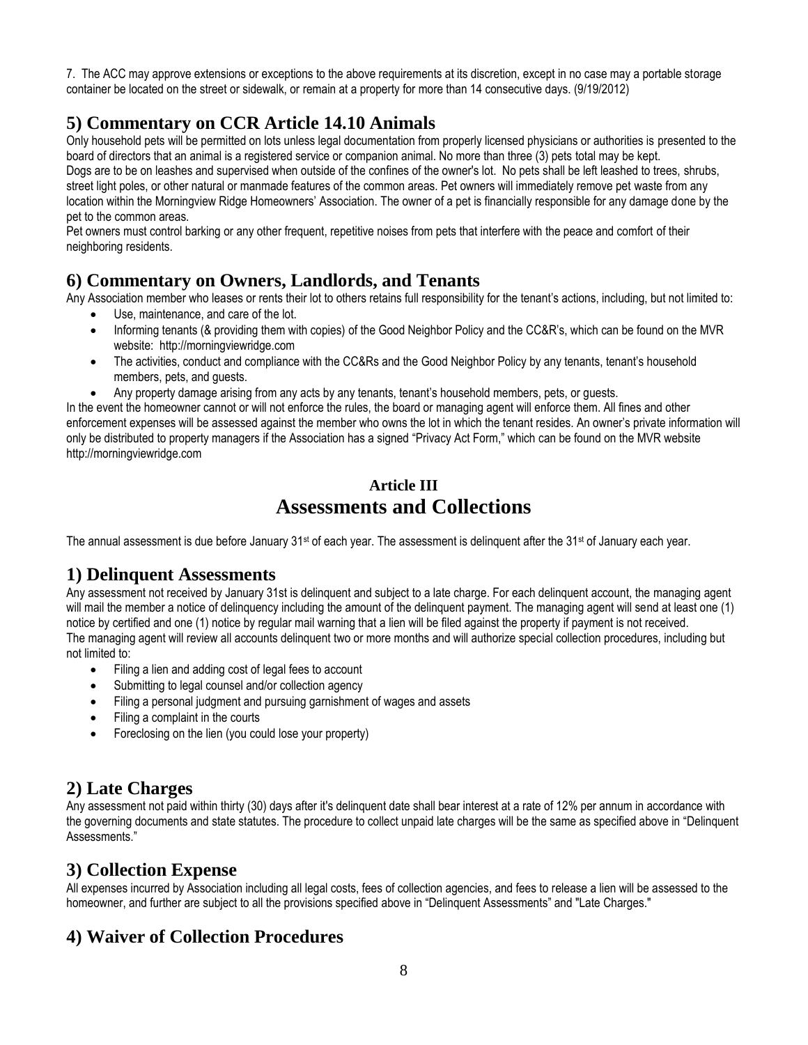7. The ACC may approve extensions or exceptions to the above requirements at its discretion, except in no case may a portable storage container be located on the street or sidewalk, or remain at a property for more than 14 consecutive days. (9/19/2012)

## 5) Commentary on CCR Article 14.10 Animals

Only household pets will be permitted on lots unless legal documentation from properly licensed physicians or authorities is presented to the board of directors that an animal is a registered service or companion animal. No more than three (3) pets total may be kept.
Dogs are to be on leashes and supervised when outside of the confines of the owner's lot. No pets shall be left leashed to trees, shrubs, street light poles, or other natural or manmade features of the common areas. Pet owners will immediately remove pet waste from any location within the Morningview Ridge Homeowners' Association. The owner of a pet is financially responsible for any damage done by the pet to the common areas.
Pet owners must control barking or any other frequent, repetitive noises from pets that interfere with the peace and comfort of their neighboring residents.

## 6) Commentary on Owners, Landlords, and Tenants

Any Association member who leases or rents their lot to others retains full responsibility for the tenant's actions, including, but not limited to:

- Use, maintenance, and care of the lot.
- Informing tenants (& providing them with copies) of the Good Neighbor Policy and the CC&R's, which can be found on the MVR website: http://morningviewridge.com
- The activities, conduct and compliance with the CC&Rs and the Good Neighbor Policy by any tenants, tenant's household members, pets, and guests.
- Any property damage arising from any acts by any tenants, tenant's household members, pets, or guests.

In the event the homeowner cannot or will not enforce the rules, the board or managing agent will enforce them. All fines and other enforcement expenses will be assessed against the member who owns the lot in which the tenant resides. An owner's private information will only be distributed to property managers if the Association has a signed "Privacy Act Form," which can be found on the MVR website http://morningviewridge.com

### Article III

# Assessments and Collections

The annual assessment is due before January 31st of each year. The assessment is delinquent after the 31st of January each year.

## 1) Delinquent Assessments

Any assessment not received by January 31st is delinquent and subject to a late charge. For each delinquent account, the managing agent will mail the member a notice of delinquency including the amount of the delinquent payment. The managing agent will send at least one (1) notice by certified and one (1) notice by regular mail warning that a lien will be filed against the property if payment is not received.
The managing agent will review all accounts delinquent two or more months and will authorize special collection procedures, including but not limited to:

- Filing a lien and adding cost of legal fees to account
- Submitting to legal counsel and/or collection agency
- Filing a personal judgment and pursuing garnishment of wages and assets
- Filing a complaint in the courts
- Foreclosing on the lien (you could lose your property)

## 2) Late Charges

Any assessment not paid within thirty (30) days after it's delinquent date shall bear interest at a rate of 12% per annum in accordance with the governing documents and state statutes. The procedure to collect unpaid late charges will be the same as specified above in "Delinquent Assessments."

## 3) Collection Expense

All expenses incurred by Association including all legal costs, fees of collection agencies, and fees to release a lien will be assessed to the homeowner, and further are subject to all the provisions specified above in "Delinquent Assessments" and "Late Charges."

## 4) Waiver of Collection Procedures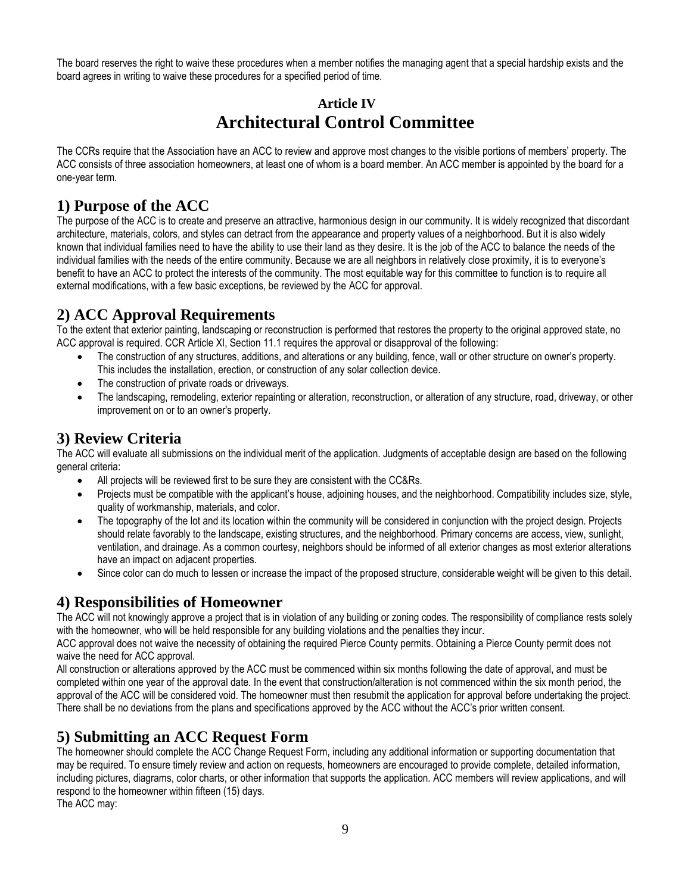The board reserves the right to waive these procedures when a member notifies the managing agent that a special hardship exists and the board agrees in writing to waive these procedures for a specified period of time.

# Article IV
# Architectural Control Committee

The CCRs require that the Association have an ACC to review and approve most changes to the visible portions of members' property. The ACC consists of three association homeowners, at least one of whom is a board member. An ACC member is appointed by the board for a one-year term.

## 1) Purpose of the ACC

The purpose of the ACC is to create and preserve an attractive, harmonious design in our community. It is widely recognized that discordant architecture, materials, colors, and styles can detract from the appearance and property values of a neighborhood. But it is also widely known that individual families need to have the ability to use their land as they desire. It is the job of the ACC to balance the needs of the individual families with the needs of the entire community. Because we are all neighbors in relatively close proximity, it is to everyone's benefit to have an ACC to protect the interests of the community. The most equitable way for this committee to function is to require all external modifications, with a few basic exceptions, be reviewed by the ACC for approval.

## 2) ACC Approval Requirements

To the extent that exterior painting, landscaping or reconstruction is performed that restores the property to the original approved state, no ACC approval is required. CCR Article XI, Section 11.1 requires the approval or disapproval of the following:

- The construction of any structures, additions, and alterations or any building, fence, wall or other structure on owner's property. This includes the installation, erection, or construction of any solar collection device.
- The construction of private roads or driveways.
- The landscaping, remodeling, exterior repainting or alteration, reconstruction, or alteration of any structure, road, driveway, or other improvement on or to an owner's property.

## 3) Review Criteria

The ACC will evaluate all submissions on the individual merit of the application. Judgments of acceptable design are based on the following general criteria:

- All projects will be reviewed first to be sure they are consistent with the CC&Rs.
- Projects must be compatible with the applicant's house, adjoining houses, and the neighborhood. Compatibility includes size, style, quality of workmanship, materials, and color.
- The topography of the lot and its location within the community will be considered in conjunction with the project design. Projects should relate favorably to the landscape, existing structures, and the neighborhood. Primary concerns are access, view, sunlight, ventilation, and drainage. As a common courtesy, neighbors should be informed of all exterior changes as most exterior alterations have an impact on adjacent properties.
- Since color can do much to lessen or increase the impact of the proposed structure, considerable weight will be given to this detail.

## 4) Responsibilities of Homeowner

The ACC will not knowingly approve a project that is in violation of any building or zoning codes. The responsibility of compliance rests solely with the homeowner, who will be held responsible for any building violations and the penalties they incur.

ACC approval does not waive the necessity of obtaining the required Pierce County permits. Obtaining a Pierce County permit does not waive the need for ACC approval.

All construction or alterations approved by the ACC must be commenced within six months following the date of approval, and must be completed within one year of the approval date. In the event that construction/alteration is not commenced within the six month period, the approval of the ACC will be considered void. The homeowner must then resubmit the application for approval before undertaking the project. There shall be no deviations from the plans and specifications approved by the ACC without the ACC's prior written consent.

## 5) Submitting an ACC Request Form

The homeowner should complete the ACC Change Request Form, including any additional information or supporting documentation that may be required. To ensure timely review and action on requests, homeowners are encouraged to provide complete, detailed information, including pictures, diagrams, color charts, or other information that supports the application. ACC members will review applications, and will respond to the homeowner within fifteen (15) days.

The ACC may: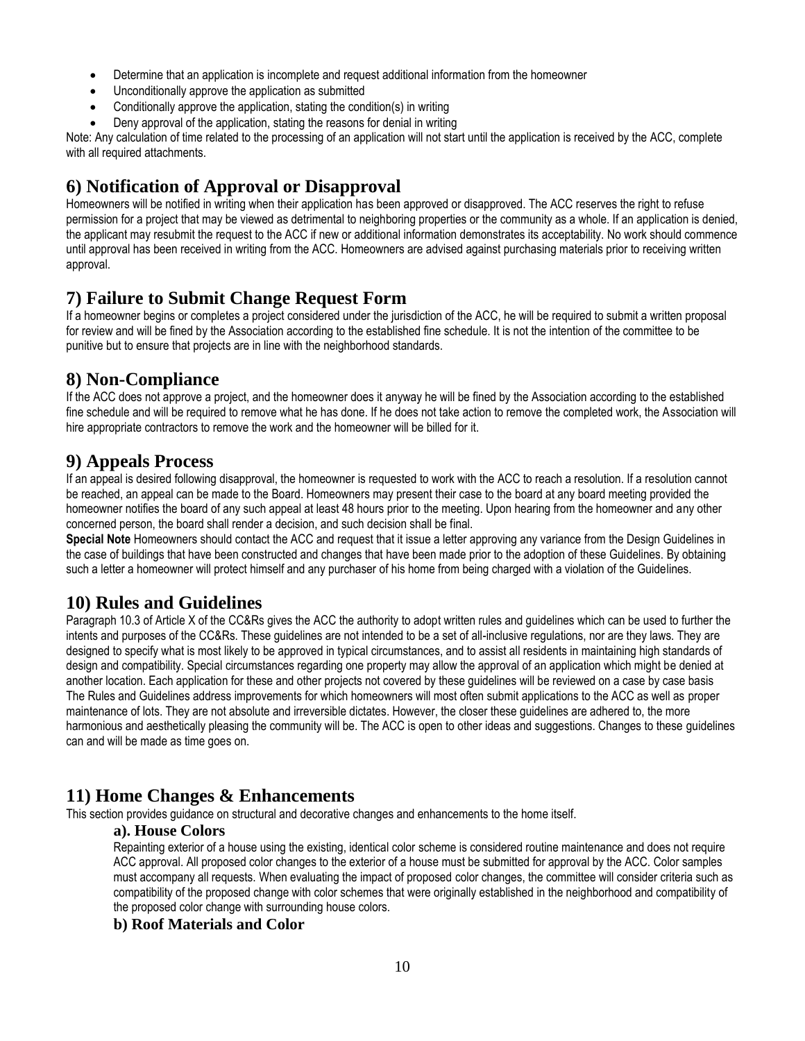- Determine that an application is incomplete and request additional information from the homeowner
- Unconditionally approve the application as submitted
- Conditionally approve the application, stating the condition(s) in writing
- Deny approval of the application, stating the reasons for denial in writing

Note: Any calculation of time related to the processing of an application will not start until the application is received by the ACC, complete with all required attachments.

## 6) Notification of Approval or Disapproval

Homeowners will be notified in writing when their application has been approved or disapproved. The ACC reserves the right to refuse permission for a project that may be viewed as detrimental to neighboring properties or the community as a whole. If an application is denied, the applicant may resubmit the request to the ACC if new or additional information demonstrates its acceptability. No work should commence until approval has been received in writing from the ACC. Homeowners are advised against purchasing materials prior to receiving written approval.

## 7) Failure to Submit Change Request Form

If a homeowner begins or completes a project considered under the jurisdiction of the ACC, he will be required to submit a written proposal for review and will be fined by the Association according to the established fine schedule. It is not the intention of the committee to be punitive but to ensure that projects are in line with the neighborhood standards.

## 8) Non-Compliance

If the ACC does not approve a project, and the homeowner does it anyway he will be fined by the Association according to the established fine schedule and will be required to remove what he has done. If he does not take action to remove the completed work, the Association will hire appropriate contractors to remove the work and the homeowner will be billed for it.

## 9) Appeals Process

If an appeal is desired following disapproval, the homeowner is requested to work with the ACC to reach a resolution. If a resolution cannot be reached, an appeal can be made to the Board. Homeowners may present their case to the board at any board meeting provided the homeowner notifies the board of any such appeal at least 48 hours prior to the meeting. Upon hearing from the homeowner and any other concerned person, the board shall render a decision, and such decision shall be final.

**Special Note** Homeowners should contact the ACC and request that it issue a letter approving any variance from the Design Guidelines in the case of buildings that have been constructed and changes that have been made prior to the adoption of these Guidelines. By obtaining such a letter a homeowner will protect himself and any purchaser of his home from being charged with a violation of the Guidelines.

## 10) Rules and Guidelines

Paragraph 10.3 of Article X of the CC&Rs gives the ACC the authority to adopt written rules and guidelines which can be used to further the intents and purposes of the CC&Rs. These guidelines are not intended to be a set of all-inclusive regulations, nor are they laws. They are designed to specify what is most likely to be approved in typical circumstances, and to assist all residents in maintaining high standards of design and compatibility. Special circumstances regarding one property may allow the approval of an application which might be denied at another location. Each application for these and other projects not covered by these guidelines will be reviewed on a case by case basis The Rules and Guidelines address improvements for which homeowners will most often submit applications to the ACC as well as proper maintenance of lots. They are not absolute and irreversible dictates. However, the closer these guidelines are adhered to, the more harmonious and aesthetically pleasing the community will be. The ACC is open to other ideas and suggestions. Changes to these guidelines can and will be made as time goes on.

## 11) Home Changes & Enhancements

This section provides guidance on structural and decorative changes and enhancements to the home itself.

### a). House Colors

Repainting exterior of a house using the existing, identical color scheme is considered routine maintenance and does not require ACC approval. All proposed color changes to the exterior of a house must be submitted for approval by the ACC. Color samples must accompany all requests. When evaluating the impact of proposed color changes, the committee will consider criteria such as compatibility of the proposed change with color schemes that were originally established in the neighborhood and compatibility of the proposed color change with surrounding house colors.

### b) Roof Materials and Color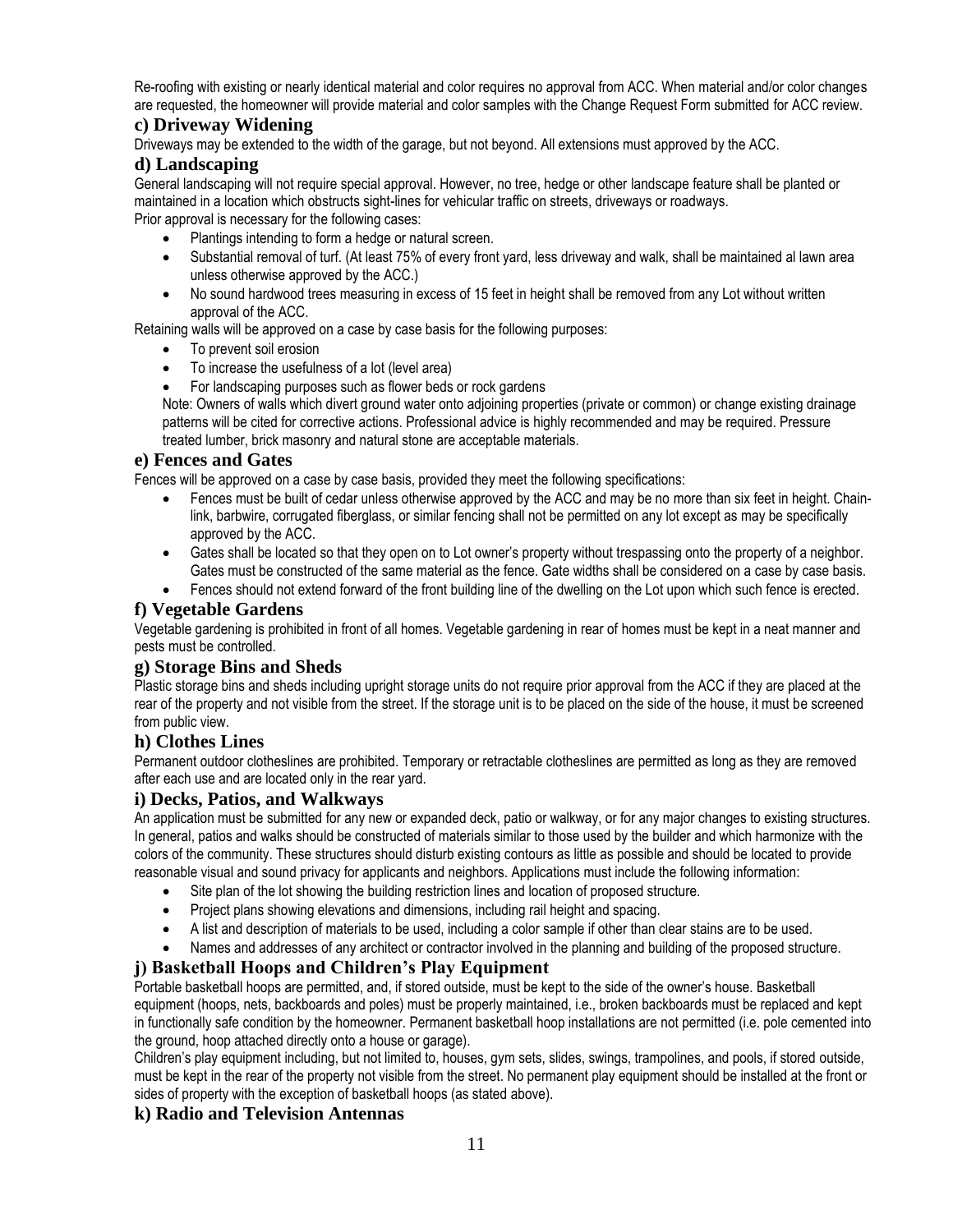Re-roofing with existing or nearly identical material and color requires no approval from ACC. When material and/or color changes are requested, the homeowner will provide material and color samples with the Change Request Form submitted for ACC review.

### c) Driveway Widening

Driveways may be extended to the width of the garage, but not beyond. All extensions must approved by the ACC.

### d) Landscaping

General landscaping will not require special approval. However, no tree, hedge or other landscape feature shall be planted or maintained in a location which obstructs sight-lines for vehicular traffic on streets, driveways or roadways.

Prior approval is necessary for the following cases:

- Plantings intending to form a hedge or natural screen.
- Substantial removal of turf. (At least 75% of every front yard, less driveway and walk, shall be maintained al lawn area unless otherwise approved by the ACC.)
- No sound hardwood trees measuring in excess of 15 feet in height shall be removed from any Lot without written approval of the ACC.

Retaining walls will be approved on a case by case basis for the following purposes:

- To prevent soil erosion
- To increase the usefulness of a lot (level area)
- For landscaping purposes such as flower beds or rock gardens

Note: Owners of walls which divert ground water onto adjoining properties (private or common) or change existing drainage patterns will be cited for corrective actions. Professional advice is highly recommended and may be required. Pressure treated lumber, brick masonry and natural stone are acceptable materials.

### e) Fences and Gates

Fences will be approved on a case by case basis, provided they meet the following specifications:

- Fences must be built of cedar unless otherwise approved by the ACC and may be no more than six feet in height. Chain-link, barbwire, corrugated fiberglass, or similar fencing shall not be permitted on any lot except as may be specifically approved by the ACC.
- Gates shall be located so that they open on to Lot owner's property without trespassing onto the property of a neighbor. Gates must be constructed of the same material as the fence. Gate widths shall be considered on a case by case basis.
- Fences should not extend forward of the front building line of the dwelling on the Lot upon which such fence is erected.

### f) Vegetable Gardens

Vegetable gardening is prohibited in front of all homes. Vegetable gardening in rear of homes must be kept in a neat manner and pests must be controlled.

### g) Storage Bins and Sheds

Plastic storage bins and sheds including upright storage units do not require prior approval from the ACC if they are placed at the rear of the property and not visible from the street. If the storage unit is to be placed on the side of the house, it must be screened from public view.

### h) Clothes Lines

Permanent outdoor clotheslines are prohibited. Temporary or retractable clotheslines are permitted as long as they are removed after each use and are located only in the rear yard.

### i) Decks, Patios, and Walkways

An application must be submitted for any new or expanded deck, patio or walkway, or for any major changes to existing structures. In general, patios and walks should be constructed of materials similar to those used by the builder and which harmonize with the colors of the community. These structures should disturb existing contours as little as possible and should be located to provide reasonable visual and sound privacy for applicants and neighbors. Applications must include the following information:

- Site plan of the lot showing the building restriction lines and location of proposed structure.
- Project plans showing elevations and dimensions, including rail height and spacing.
- A list and description of materials to be used, including a color sample if other than clear stains are to be used.
- Names and addresses of any architect or contractor involved in the planning and building of the proposed structure.

### j) Basketball Hoops and Children's Play Equipment

Portable basketball hoops are permitted, and, if stored outside, must be kept to the side of the owner's house. Basketball equipment (hoops, nets, backboards and poles) must be properly maintained, i.e., broken backboards must be replaced and kept in functionally safe condition by the homeowner. Permanent basketball hoop installations are not permitted (i.e. pole cemented into the ground, hoop attached directly onto a house or garage).

Children's play equipment including, but not limited to, houses, gym sets, slides, swings, trampolines, and pools, if stored outside, must be kept in the rear of the property not visible from the street. No permanent play equipment should be installed at the front or sides of property with the exception of basketball hoops (as stated above).

### k) Radio and Television Antennas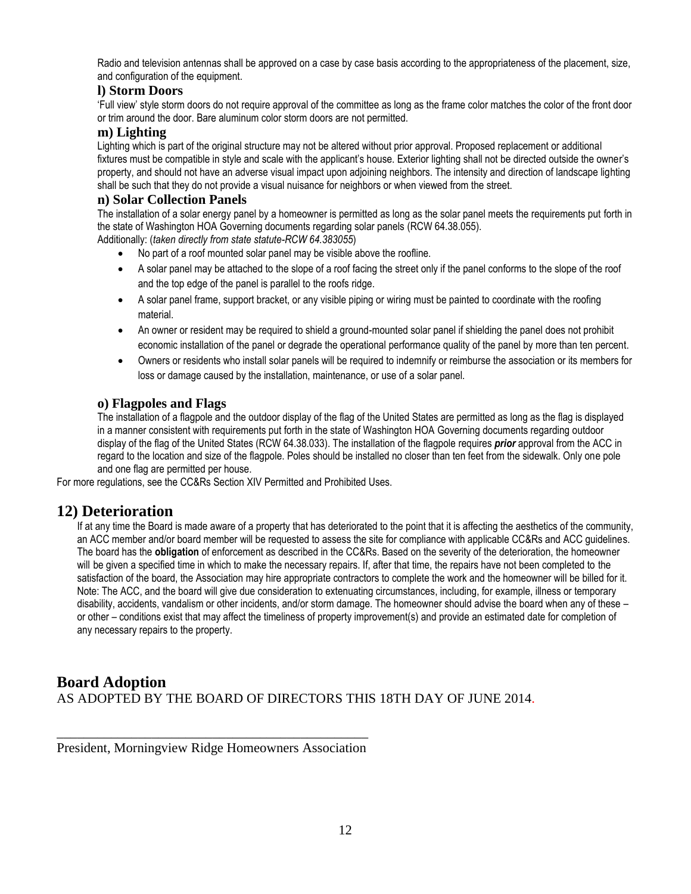Radio and television antennas shall be approved on a case by case basis according to the appropriateness of the placement, size, and configuration of the equipment.

### l) Storm Doors

'Full view' style storm doors do not require approval of the committee as long as the frame color matches the color of the front door or trim around the door. Bare aluminum color storm doors are not permitted.

### m) Lighting

Lighting which is part of the original structure may not be altered without prior approval. Proposed replacement or additional fixtures must be compatible in style and scale with the applicant's house. Exterior lighting shall not be directed outside the owner's property, and should not have an adverse visual impact upon adjoining neighbors. The intensity and direction of landscape lighting shall be such that they do not provide a visual nuisance for neighbors or when viewed from the street.

### n) Solar Collection Panels

The installation of a solar energy panel by a homeowner is permitted as long as the solar panel meets the requirements put forth in the state of Washington HOA Governing documents regarding solar panels (RCW 64.38.055).
Additionally: (*taken directly from state statute-RCW 64.383055*)

- No part of a roof mounted solar panel may be visible above the roofline.
- A solar panel may be attached to the slope of a roof facing the street only if the panel conforms to the slope of the roof and the top edge of the panel is parallel to the roofs ridge.
- A solar panel frame, support bracket, or any visible piping or wiring must be painted to coordinate with the roofing material.
- An owner or resident may be required to shield a ground-mounted solar panel if shielding the panel does not prohibit economic installation of the panel or degrade the operational performance quality of the panel by more than ten percent.
- Owners or residents who install solar panels will be required to indemnify or reimburse the association or its members for loss or damage caused by the installation, maintenance, or use of a solar panel.

### o) Flagpoles and Flags

The installation of a flagpole and the outdoor display of the flag of the United States are permitted as long as the flag is displayed in a manner consistent with requirements put forth in the state of Washington HOA Governing documents regarding outdoor display of the flag of the United States (RCW 64.38.033). The installation of the flagpole requires ***prior*** approval from the ACC in regard to the location and size of the flagpole. Poles should be installed no closer than ten feet from the sidewalk. Only one pole and one flag are permitted per house.

For more regulations, see the CC&Rs Section XIV Permitted and Prohibited Uses.

## 12) Deterioration

If at any time the Board is made aware of a property that has deteriorated to the point that it is affecting the aesthetics of the community, an ACC member and/or board member will be requested to assess the site for compliance with applicable CC&Rs and ACC guidelines. The board has the **obligation** of enforcement as described in the CC&Rs. Based on the severity of the deterioration, the homeowner will be given a specified time in which to make the necessary repairs. If, after that time, the repairs have not been completed to the satisfaction of the board, the Association may hire appropriate contractors to complete the work and the homeowner will be billed for it. Note: The ACC, and the board will give due consideration to extenuating circumstances, including, for example, illness or temporary disability, accidents, vandalism or other incidents, and/or storm damage. The homeowner should advise the board when any of these – or other – conditions exist that may affect the timeliness of property improvement(s) and provide an estimated date for completion of any necessary repairs to the property.

## Board Adoption

AS ADOPTED BY THE BOARD OF DIRECTORS THIS 18TH DAY OF JUNE 2014.

\_\_\_\_\_\_\_\_\_\_\_\_\_\_\_\_\_\_\_\_\_\_\_\_\_\_\_\_\_\_\_\_\_\_\_\_\_\_\_\_\_\_\_\_

President, Morningview Ridge Homeowners Association